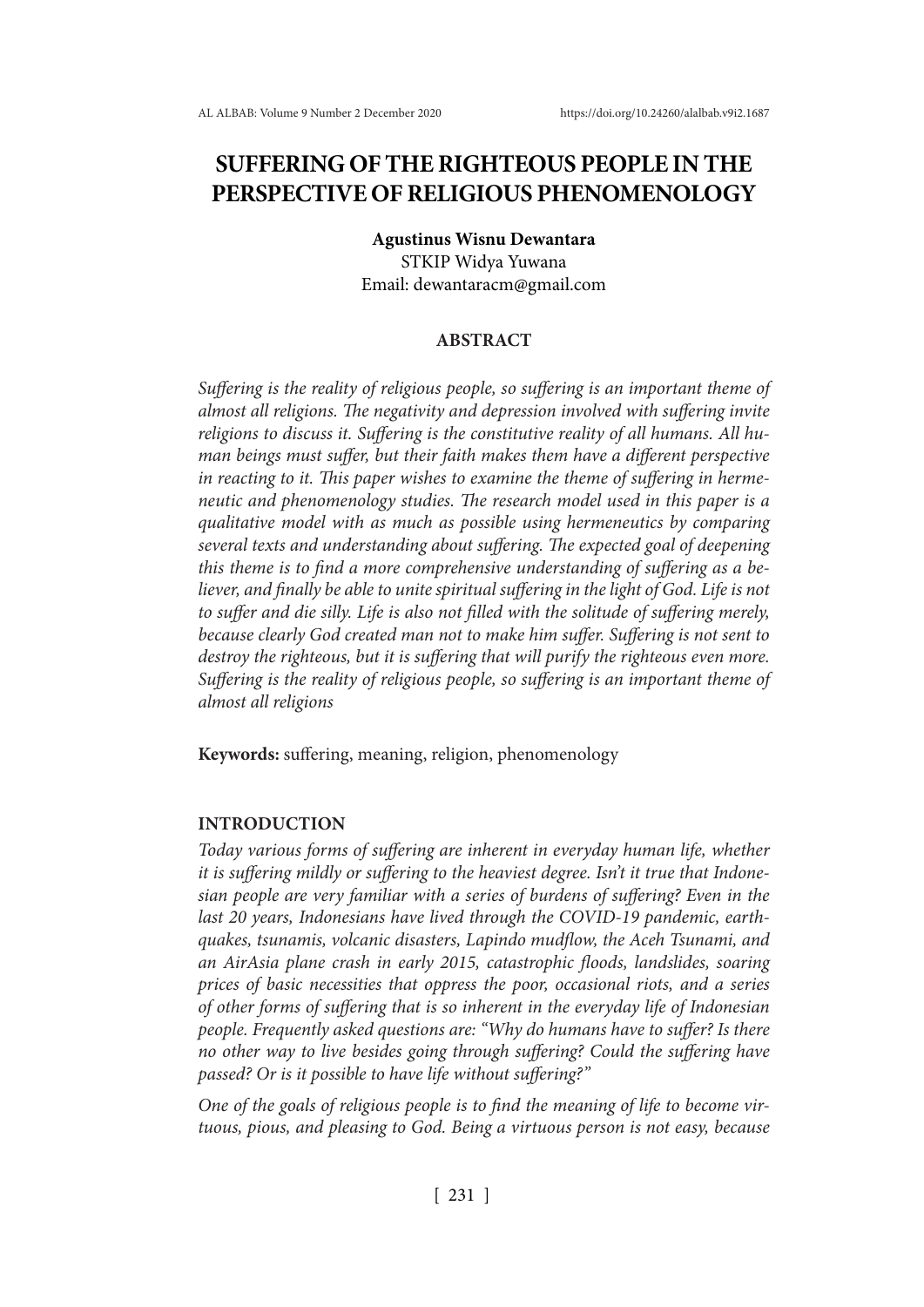# SUFFERING OF THE RIGHTEOUS PEOPLE IN THE PERSPECTIVE OF RELIGIOUS PHENOMENOLOGY

**Agustinus Wisnu Dewantara**
STKIP Widya Yuwana
Email: dewantaracm@gmail.com

## ABSTRACT

*Suffering is the reality of religious people, so suffering is an important theme of almost all religions. The negativity and depression involved with suffering invite religions to discuss it. Suffering is the constitutive reality of all humans. All human beings must suffer, but their faith makes them have a different perspective in reacting to it. This paper wishes to examine the theme of suffering in hermeneutic and phenomenology studies. The research model used in this paper is a qualitative model with as much as possible using hermeneutics by comparing several texts and understanding about suffering. The expected goal of deepening this theme is to find a more comprehensive understanding of suffering as a believer, and finally be able to unite spiritual suffering in the light of God. Life is not to suffer and die silly. Life is also not filled with the solitude of suffering merely, because clearly God created man not to make him suffer. Suffering is not sent to destroy the righteous, but it is suffering that will purify the righteous even more. Suffering is the reality of religious people, so suffering is an important theme of almost all religions*

**Keywords:** suffering, meaning, religion, phenomenology

## INTRODUCTION

*Today various forms of suffering are inherent in everyday human life, whether it is suffering mildly or suffering to the heaviest degree. Isn't it true that Indonesian people are very familiar with a series of burdens of suffering? Even in the last 20 years, Indonesians have lived through the COVID-19 pandemic, earthquakes, tsunamis, volcanic disasters, Lapindo mudflow, the Aceh Tsunami, and an AirAsia plane crash in early 2015, catastrophic floods, landslides, soaring prices of basic necessities that oppress the poor, occasional riots, and a series of other forms of suffering that is so inherent in the everyday life of Indonesian people. Frequently asked questions are: "Why do humans have to suffer? Is there no other way to live besides going through suffering? Could the suffering have passed? Or is it possible to have life without suffering?"*

*One of the goals of religious people is to find the meaning of life to become virtuous, pious, and pleasing to God. Being a virtuous person is not easy, because*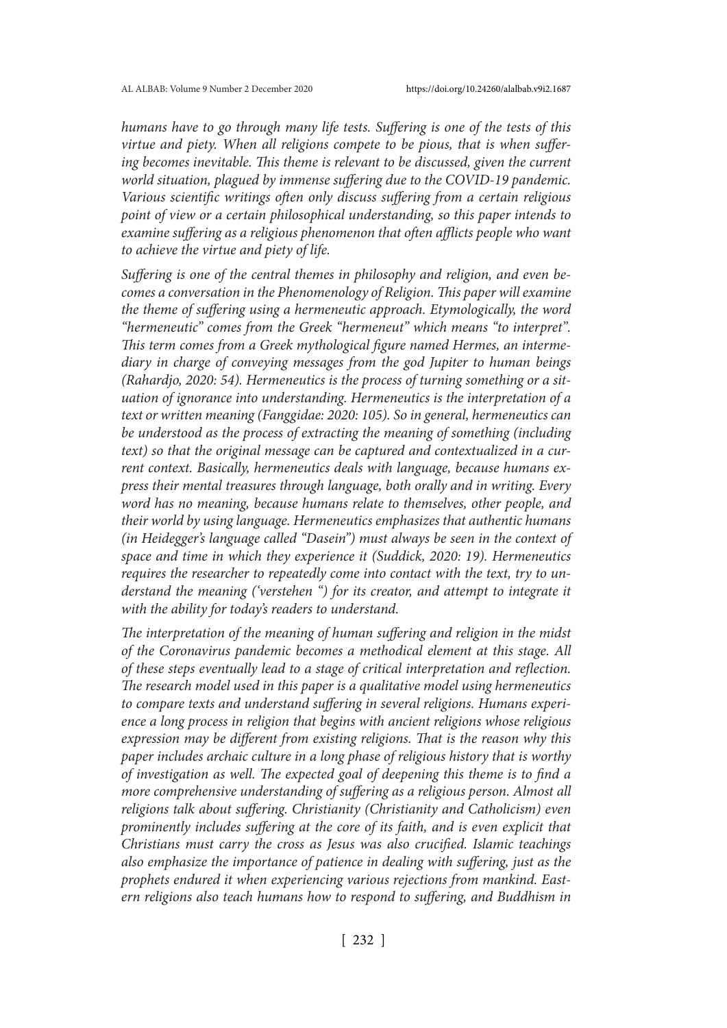*humans have to go through many life tests. Suffering is one of the tests of this virtue and piety. When all religions compete to be pious, that is when suffering becomes inevitable. This theme is relevant to be discussed, given the current world situation, plagued by immense suffering due to the COVID-19 pandemic. Various scientific writings often only discuss suffering from a certain religious point of view or a certain philosophical understanding, so this paper intends to examine suffering as a religious phenomenon that often afflicts people who want to achieve the virtue and piety of life.*

*Suffering is one of the central themes in philosophy and religion, and even becomes a conversation in the Phenomenology of Religion. This paper will examine the theme of suffering using a hermeneutic approach. Etymologically, the word "hermeneutic" comes from the Greek "hermeneut" which means "to interpret". This term comes from a Greek mythological figure named Hermes, an intermediary in charge of conveying messages from the god Jupiter to human beings (Rahardjo, 2020: 54). Hermeneutics is the process of turning something or a situation of ignorance into understanding. Hermeneutics is the interpretation of a text or written meaning (Fanggidae: 2020: 105). So in general, hermeneutics can be understood as the process of extracting the meaning of something (including text) so that the original message can be captured and contextualized in a current context. Basically, hermeneutics deals with language, because humans express their mental treasures through language, both orally and in writing. Every word has no meaning, because humans relate to themselves, other people, and their world by using language. Hermeneutics emphasizes that authentic humans (in Heidegger's language called "Dasein") must always be seen in the context of space and time in which they experience it (Suddick, 2020: 19). Hermeneutics requires the researcher to repeatedly come into contact with the text, try to understand the meaning ('verstehen ") for its creator, and attempt to integrate it with the ability for today's readers to understand.*

*The interpretation of the meaning of human suffering and religion in the midst of the Coronavirus pandemic becomes a methodical element at this stage. All of these steps eventually lead to a stage of critical interpretation and reflection. The research model used in this paper is a qualitative model using hermeneutics to compare texts and understand suffering in several religions. Humans experience a long process in religion that begins with ancient religions whose religious expression may be different from existing religions. That is the reason why this paper includes archaic culture in a long phase of religious history that is worthy of investigation as well. The expected goal of deepening this theme is to find a more comprehensive understanding of suffering as a religious person. Almost all religions talk about suffering. Christianity (Christianity and Catholicism) even prominently includes suffering at the core of its faith, and is even explicit that Christians must carry the cross as Jesus was also crucified. Islamic teachings also emphasize the importance of patience in dealing with suffering, just as the prophets endured it when experiencing various rejections from mankind. Eastern religions also teach humans how to respond to suffering, and Buddhism in*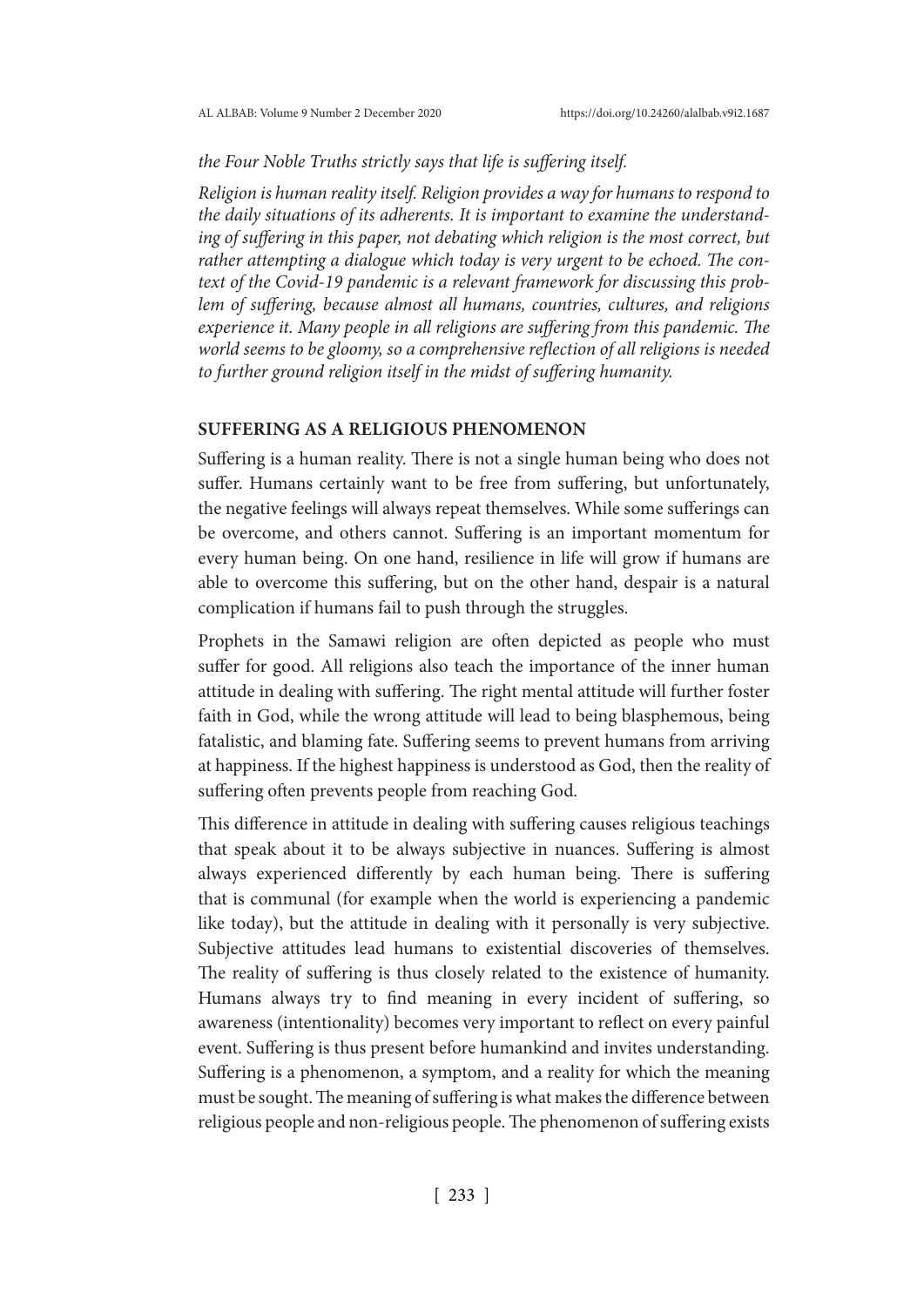*the Four Noble Truths strictly says that life is suffering itself.*

*Religion is human reality itself. Religion provides a way for humans to respond to the daily situations of its adherents. It is important to examine the understanding of suffering in this paper, not debating which religion is the most correct, but rather attempting a dialogue which today is very urgent to be echoed. The context of the Covid-19 pandemic is a relevant framework for discussing this problem of suffering, because almost all humans, countries, cultures, and religions experience it. Many people in all religions are suffering from this pandemic. The world seems to be gloomy, so a comprehensive reflection of all religions is needed to further ground religion itself in the midst of suffering humanity.*

## SUFFERING AS A RELIGIOUS PHENOMENON

Suffering is a human reality. There is not a single human being who does not suffer. Humans certainly want to be free from suffering, but unfortunately, the negative feelings will always repeat themselves. While some sufferings can be overcome, and others cannot. Suffering is an important momentum for every human being. On one hand, resilience in life will grow if humans are able to overcome this suffering, but on the other hand, despair is a natural complication if humans fail to push through the struggles.

Prophets in the Samawi religion are often depicted as people who must suffer for good. All religions also teach the importance of the inner human attitude in dealing with suffering. The right mental attitude will further foster faith in God, while the wrong attitude will lead to being blasphemous, being fatalistic, and blaming fate. Suffering seems to prevent humans from arriving at happiness. If the highest happiness is understood as God, then the reality of suffering often prevents people from reaching God.

This difference in attitude in dealing with suffering causes religious teachings that speak about it to be always subjective in nuances. Suffering is almost always experienced differently by each human being. There is suffering that is communal (for example when the world is experiencing a pandemic like today), but the attitude in dealing with it personally is very subjective. Subjective attitudes lead humans to existential discoveries of themselves. The reality of suffering is thus closely related to the existence of humanity. Humans always try to find meaning in every incident of suffering, so awareness (intentionality) becomes very important to reflect on every painful event. Suffering is thus present before humankind and invites understanding. Suffering is a phenomenon, a symptom, and a reality for which the meaning must be sought. The meaning of suffering is what makes the difference between religious people and non-religious people. The phenomenon of suffering exists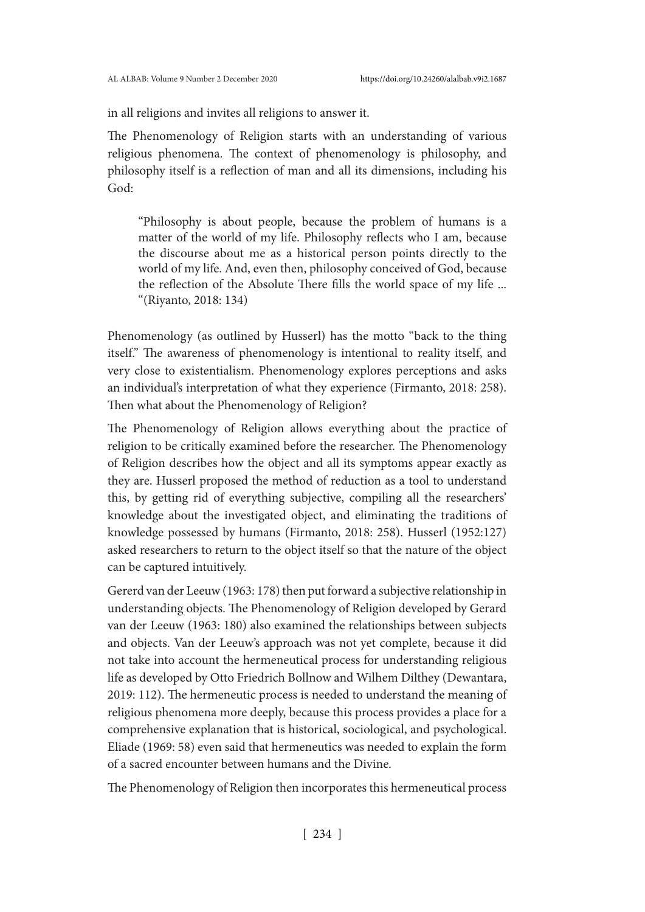in all religions and invites all religions to answer it.

The Phenomenology of Religion starts with an understanding of various religious phenomena. The context of phenomenology is philosophy, and philosophy itself is a reflection of man and all its dimensions, including his God:

> "Philosophy is about people, because the problem of humans is a matter of the world of my life. Philosophy reflects who I am, because the discourse about me as a historical person points directly to the world of my life. And, even then, philosophy conceived of God, because the reflection of the Absolute There fills the world space of my life ... "(Riyanto, 2018: 134)

Phenomenology (as outlined by Husserl) has the motto "back to the thing itself." The awareness of phenomenology is intentional to reality itself, and very close to existentialism. Phenomenology explores perceptions and asks an individual's interpretation of what they experience (Firmanto, 2018: 258). Then what about the Phenomenology of Religion?

The Phenomenology of Religion allows everything about the practice of religion to be critically examined before the researcher. The Phenomenology of Religion describes how the object and all its symptoms appear exactly as they are. Husserl proposed the method of reduction as a tool to understand this, by getting rid of everything subjective, compiling all the researchers' knowledge about the investigated object, and eliminating the traditions of knowledge possessed by humans (Firmanto, 2018: 258). Husserl (1952:127) asked researchers to return to the object itself so that the nature of the object can be captured intuitively.

Gererd van der Leeuw (1963: 178) then put forward a subjective relationship in understanding objects. The Phenomenology of Religion developed by Gerard van der Leeuw (1963: 180) also examined the relationships between subjects and objects. Van der Leeuw's approach was not yet complete, because it did not take into account the hermeneutical process for understanding religious life as developed by Otto Friedrich Bollnow and Wilhem Dilthey (Dewantara, 2019: 112). The hermeneutic process is needed to understand the meaning of religious phenomena more deeply, because this process provides a place for a comprehensive explanation that is historical, sociological, and psychological. Eliade (1969: 58) even said that hermeneutics was needed to explain the form of a sacred encounter between humans and the Divine.

The Phenomenology of Religion then incorporates this hermeneutical process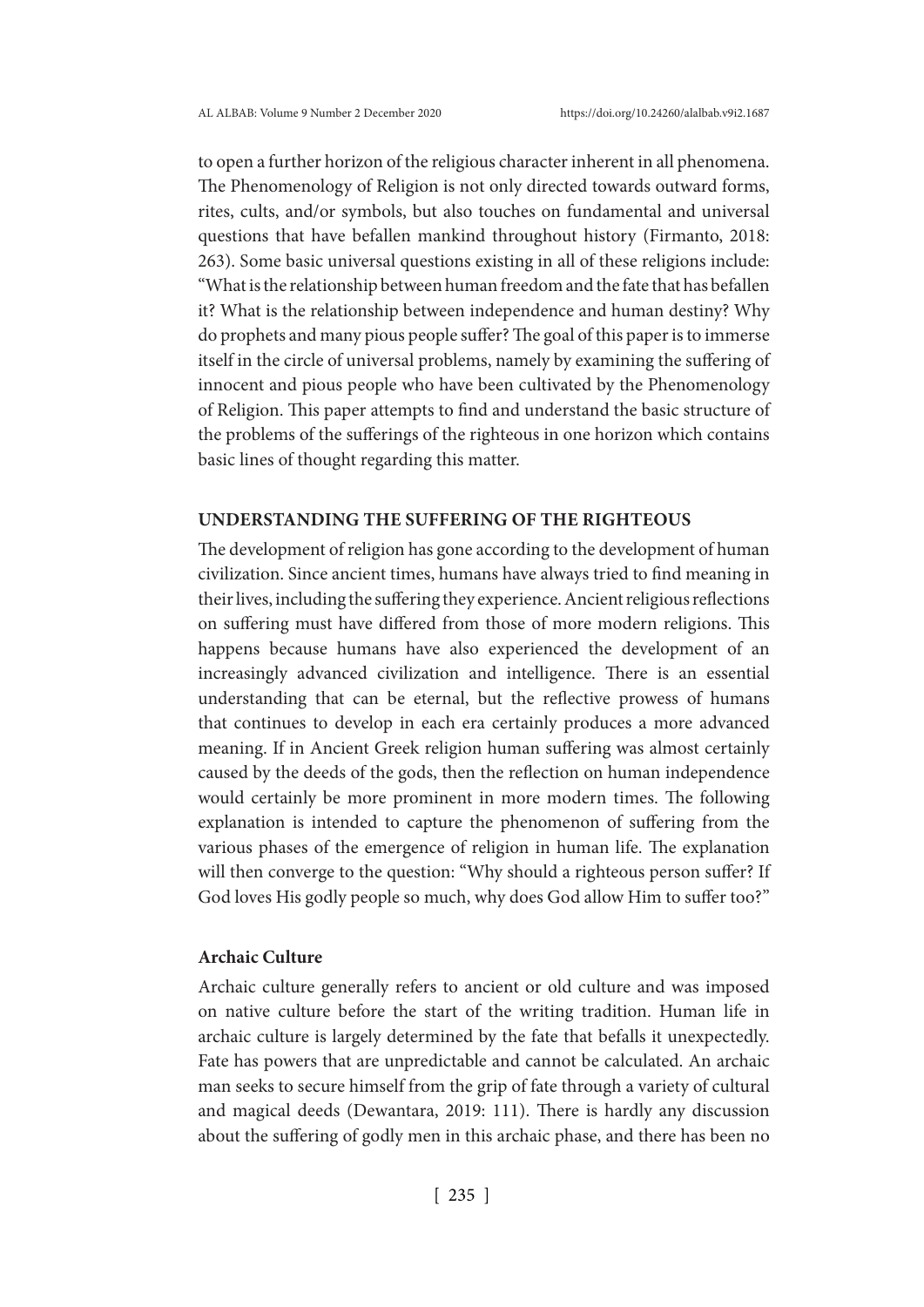to open a further horizon of the religious character inherent in all phenomena. The Phenomenology of Religion is not only directed towards outward forms, rites, cults, and/or symbols, but also touches on fundamental and universal questions that have befallen mankind throughout history (Firmanto, 2018: 263). Some basic universal questions existing in all of these religions include: "What is the relationship between human freedom and the fate that has befallen it? What is the relationship between independence and human destiny? Why do prophets and many pious people suffer? The goal of this paper is to immerse itself in the circle of universal problems, namely by examining the suffering of innocent and pious people who have been cultivated by the Phenomenology of Religion. This paper attempts to find and understand the basic structure of the problems of the sufferings of the righteous in one horizon which contains basic lines of thought regarding this matter.

## UNDERSTANDING THE SUFFERING OF THE RIGHTEOUS

The development of religion has gone according to the development of human civilization. Since ancient times, humans have always tried to find meaning in their lives, including the suffering they experience. Ancient religious reflections on suffering must have differed from those of more modern religions. This happens because humans have also experienced the development of an increasingly advanced civilization and intelligence. There is an essential understanding that can be eternal, but the reflective prowess of humans that continues to develop in each era certainly produces a more advanced meaning. If in Ancient Greek religion human suffering was almost certainly caused by the deeds of the gods, then the reflection on human independence would certainly be more prominent in more modern times. The following explanation is intended to capture the phenomenon of suffering from the various phases of the emergence of religion in human life. The explanation will then converge to the question: "Why should a righteous person suffer? If God loves His godly people so much, why does God allow Him to suffer too?"

### Archaic Culture

Archaic culture generally refers to ancient or old culture and was imposed on native culture before the start of the writing tradition. Human life in archaic culture is largely determined by the fate that befalls it unexpectedly. Fate has powers that are unpredictable and cannot be calculated. An archaic man seeks to secure himself from the grip of fate through a variety of cultural and magical deeds (Dewantara, 2019: 111). There is hardly any discussion about the suffering of godly men in this archaic phase, and there has been no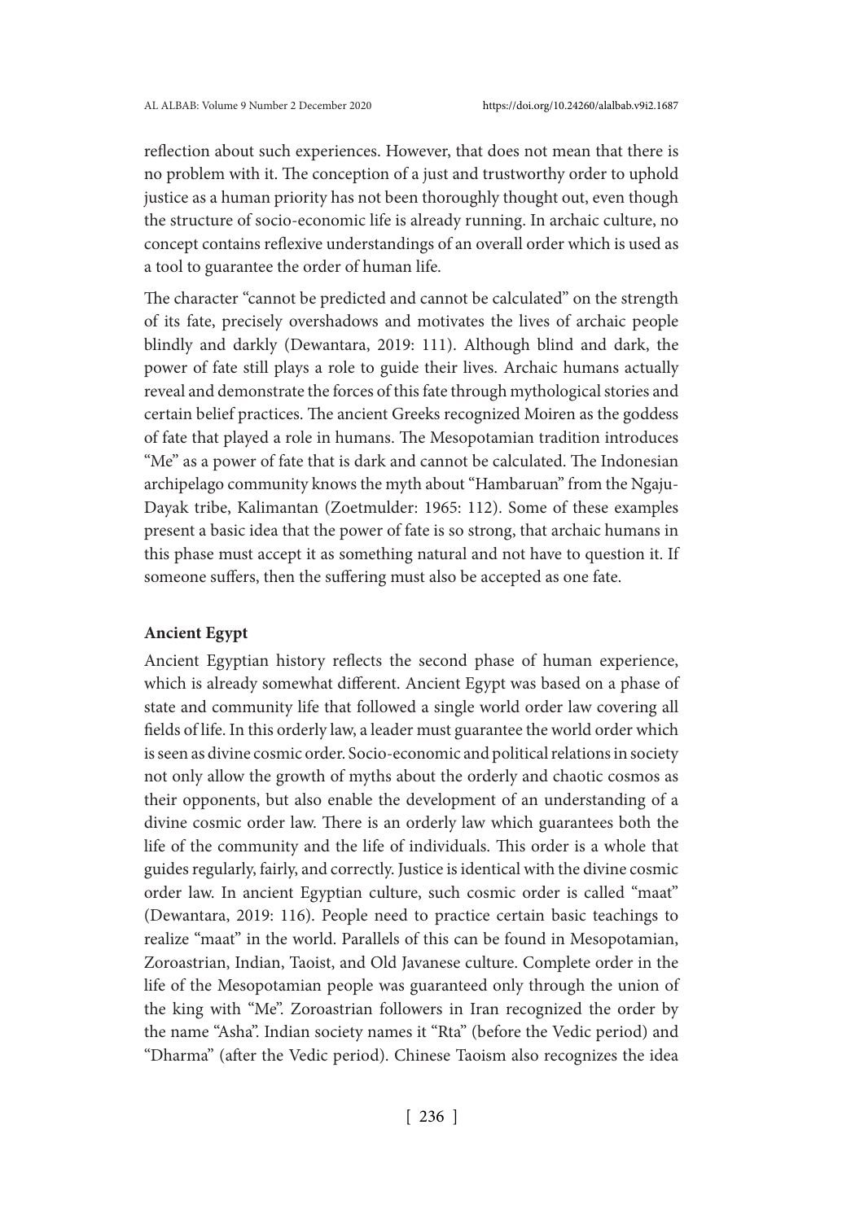reflection about such experiences. However, that does not mean that there is no problem with it. The conception of a just and trustworthy order to uphold justice as a human priority has not been thoroughly thought out, even though the structure of socio-economic life is already running. In archaic culture, no concept contains reflexive understandings of an overall order which is used as a tool to guarantee the order of human life.

The character "cannot be predicted and cannot be calculated" on the strength of its fate, precisely overshadows and motivates the lives of archaic people blindly and darkly (Dewantara, 2019: 111). Although blind and dark, the power of fate still plays a role to guide their lives. Archaic humans actually reveal and demonstrate the forces of this fate through mythological stories and certain belief practices. The ancient Greeks recognized Moiren as the goddess of fate that played a role in humans. The Mesopotamian tradition introduces "Me" as a power of fate that is dark and cannot be calculated. The Indonesian archipelago community knows the myth about "Hambaruan" from the Ngaju-Dayak tribe, Kalimantan (Zoetmulder: 1965: 112). Some of these examples present a basic idea that the power of fate is so strong, that archaic humans in this phase must accept it as something natural and not have to question it. If someone suffers, then the suffering must also be accepted as one fate.

**Ancient Egypt**

Ancient Egyptian history reflects the second phase of human experience, which is already somewhat different. Ancient Egypt was based on a phase of state and community life that followed a single world order law covering all fields of life. In this orderly law, a leader must guarantee the world order which is seen as divine cosmic order. Socio-economic and political relations in society not only allow the growth of myths about the orderly and chaotic cosmos as their opponents, but also enable the development of an understanding of a divine cosmic order law. There is an orderly law which guarantees both the life of the community and the life of individuals. This order is a whole that guides regularly, fairly, and correctly. Justice is identical with the divine cosmic order law. In ancient Egyptian culture, such cosmic order is called "maat" (Dewantara, 2019: 116). People need to practice certain basic teachings to realize "maat" in the world. Parallels of this can be found in Mesopotamian, Zoroastrian, Indian, Taoist, and Old Javanese culture. Complete order in the life of the Mesopotamian people was guaranteed only through the union of the king with "Me". Zoroastrian followers in Iran recognized the order by the name "Asha". Indian society names it "Rta" (before the Vedic period) and "Dharma" (after the Vedic period). Chinese Taoism also recognizes the idea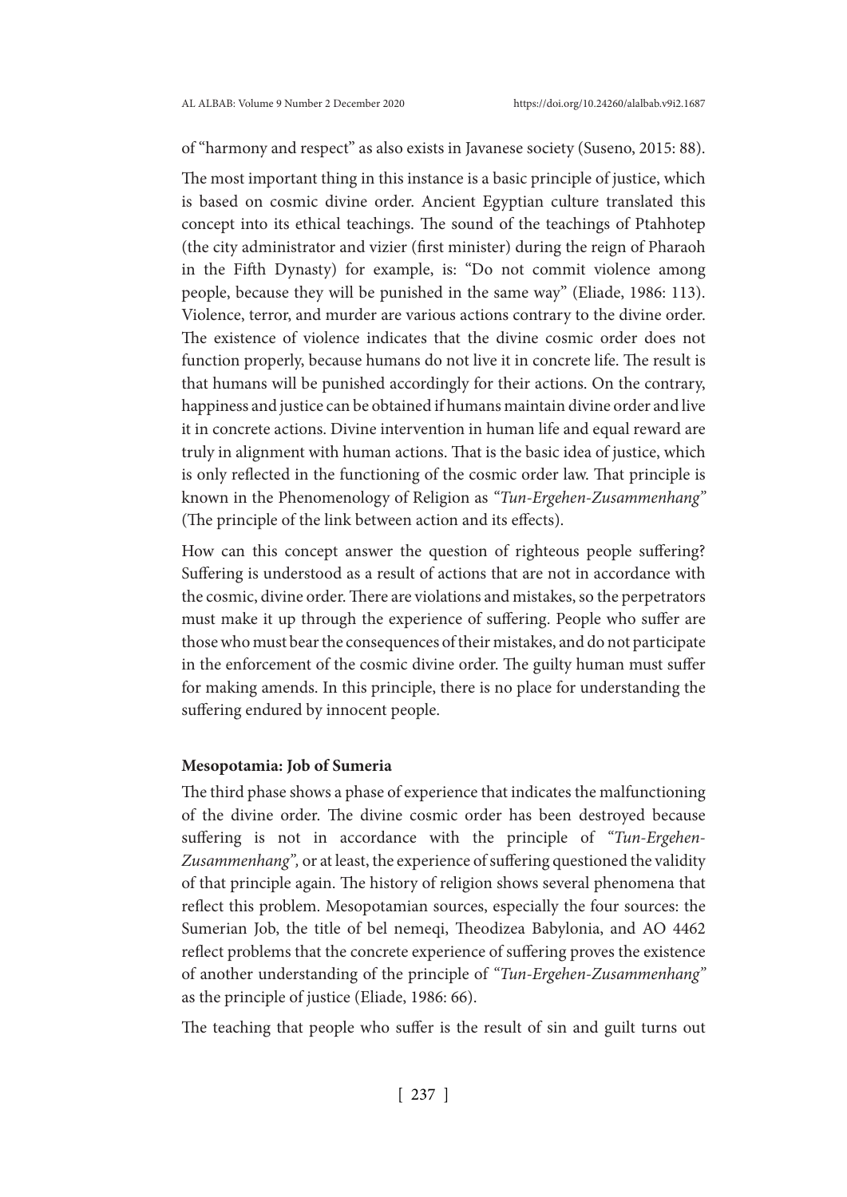of "harmony and respect" as also exists in Javanese society (Suseno, 2015: 88).

The most important thing in this instance is a basic principle of justice, which is based on cosmic divine order. Ancient Egyptian culture translated this concept into its ethical teachings. The sound of the teachings of Ptahhotep (the city administrator and vizier (first minister) during the reign of Pharaoh in the Fifth Dynasty) for example, is: "Do not commit violence among people, because they will be punished in the same way" (Eliade, 1986: 113). Violence, terror, and murder are various actions contrary to the divine order. The existence of violence indicates that the divine cosmic order does not function properly, because humans do not live it in concrete life. The result is that humans will be punished accordingly for their actions. On the contrary, happiness and justice can be obtained if humans maintain divine order and live it in concrete actions. Divine intervention in human life and equal reward are truly in alignment with human actions. That is the basic idea of justice, which is only reflected in the functioning of the cosmic order law. That principle is known in the Phenomenology of Religion as "*Tun-Ergehen-Zusammenhang*" (The principle of the link between action and its effects).

How can this concept answer the question of righteous people suffering? Suffering is understood as a result of actions that are not in accordance with the cosmic, divine order. There are violations and mistakes, so the perpetrators must make it up through the experience of suffering. People who suffer are those who must bear the consequences of their mistakes, and do not participate in the enforcement of the cosmic divine order. The guilty human must suffer for making amends. In this principle, there is no place for understanding the suffering endured by innocent people.

**Mesopotamia: Job of Sumeria**

The third phase shows a phase of experience that indicates the malfunctioning of the divine order. The divine cosmic order has been destroyed because suffering is not in accordance with the principle of "*Tun-Ergehen-Zusammenhang",* or at least, the experience of suffering questioned the validity of that principle again. The history of religion shows several phenomena that reflect this problem. Mesopotamian sources, especially the four sources: the Sumerian Job, the title of bel nemeqi, Theodizea Babylonia, and AO 4462 reflect problems that the concrete experience of suffering proves the existence of another understanding of the principle of "*Tun-Ergehen-Zusammenhang*" as the principle of justice (Eliade, 1986: 66).

The teaching that people who suffer is the result of sin and guilt turns out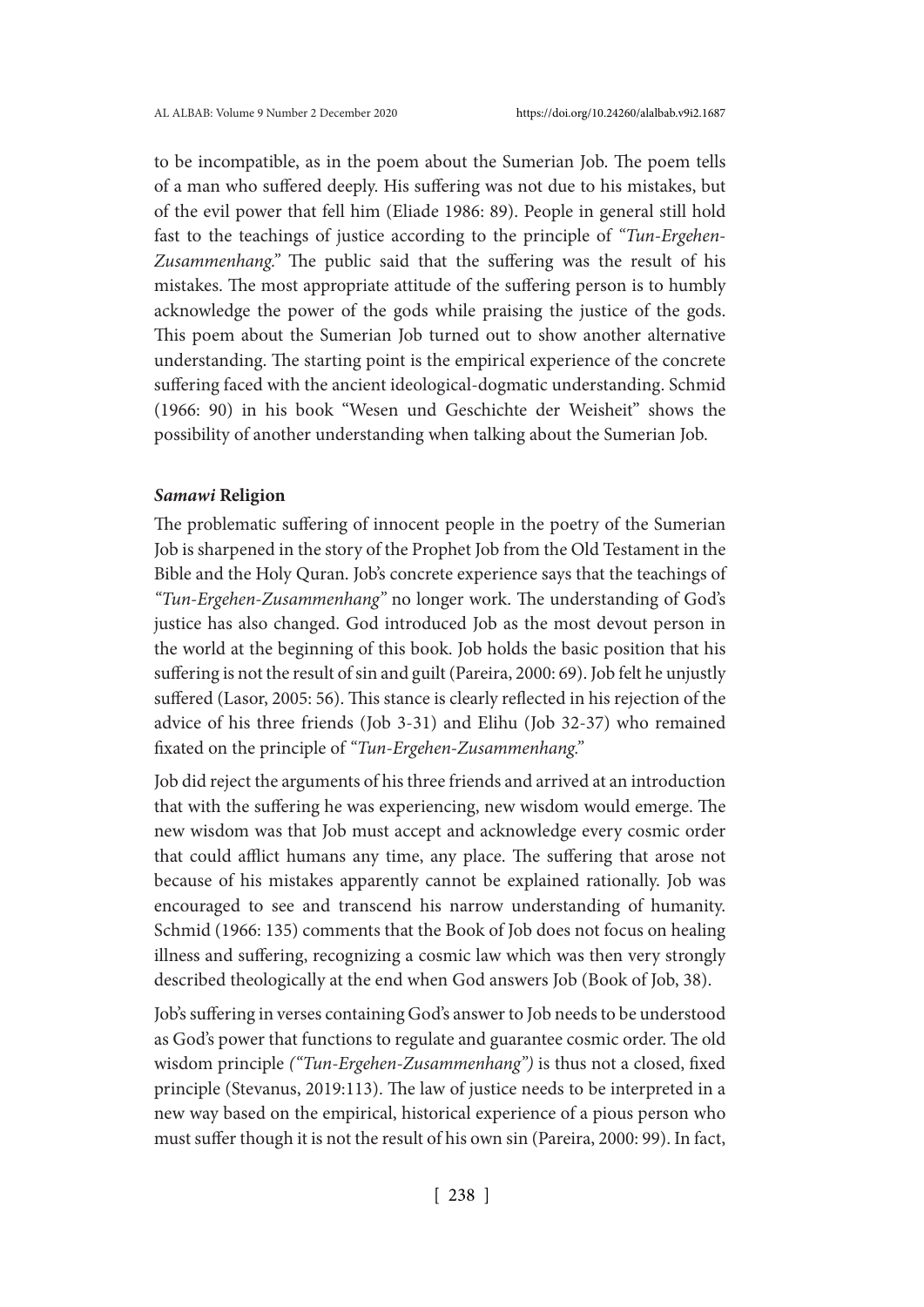to be incompatible, as in the poem about the Sumerian Job. The poem tells of a man who suffered deeply. His suffering was not due to his mistakes, but of the evil power that fell him (Eliade 1986: 89). People in general still hold fast to the teachings of justice according to the principle of "*Tun-Ergehen-Zusammenhang*." The public said that the suffering was the result of his mistakes. The most appropriate attitude of the suffering person is to humbly acknowledge the power of the gods while praising the justice of the gods. This poem about the Sumerian Job turned out to show another alternative understanding. The starting point is the empirical experience of the concrete suffering faced with the ancient ideological-dogmatic understanding. Schmid (1966: 90) in his book "Wesen und Geschichte der Weisheit" shows the possibility of another understanding when talking about the Sumerian Job.

### ***Samawi*** **Religion**

The problematic suffering of innocent people in the poetry of the Sumerian Job is sharpened in the story of the Prophet Job from the Old Testament in the Bible and the Holy Quran. Job's concrete experience says that the teachings of *"Tun-Ergehen-Zusammenhang"* no longer work. The understanding of God's justice has also changed. God introduced Job as the most devout person in the world at the beginning of this book. Job holds the basic position that his suffering is not the result of sin and guilt (Pareira, 2000: 69). Job felt he unjustly suffered (Lasor, 2005: 56). This stance is clearly reflected in his rejection of the advice of his three friends (Job 3-31) and Elihu (Job 32-37) who remained fixated on the principle of "*Tun-Ergehen-Zusammenhang*."

Job did reject the arguments of his three friends and arrived at an introduction that with the suffering he was experiencing, new wisdom would emerge. The new wisdom was that Job must accept and acknowledge every cosmic order that could afflict humans any time, any place. The suffering that arose not because of his mistakes apparently cannot be explained rationally. Job was encouraged to see and transcend his narrow understanding of humanity. Schmid (1966: 135) comments that the Book of Job does not focus on healing illness and suffering, recognizing a cosmic law which was then very strongly described theologically at the end when God answers Job (Book of Job, 38).

Job's suffering in verses containing God's answer to Job needs to be understood as God's power that functions to regulate and guarantee cosmic order. The old wisdom principle *("Tun-Ergehen-Zusammenhang")* is thus not a closed, fixed principle (Stevanus, 2019:113). The law of justice needs to be interpreted in a new way based on the empirical, historical experience of a pious person who must suffer though it is not the result of his own sin (Pareira, 2000: 99). In fact,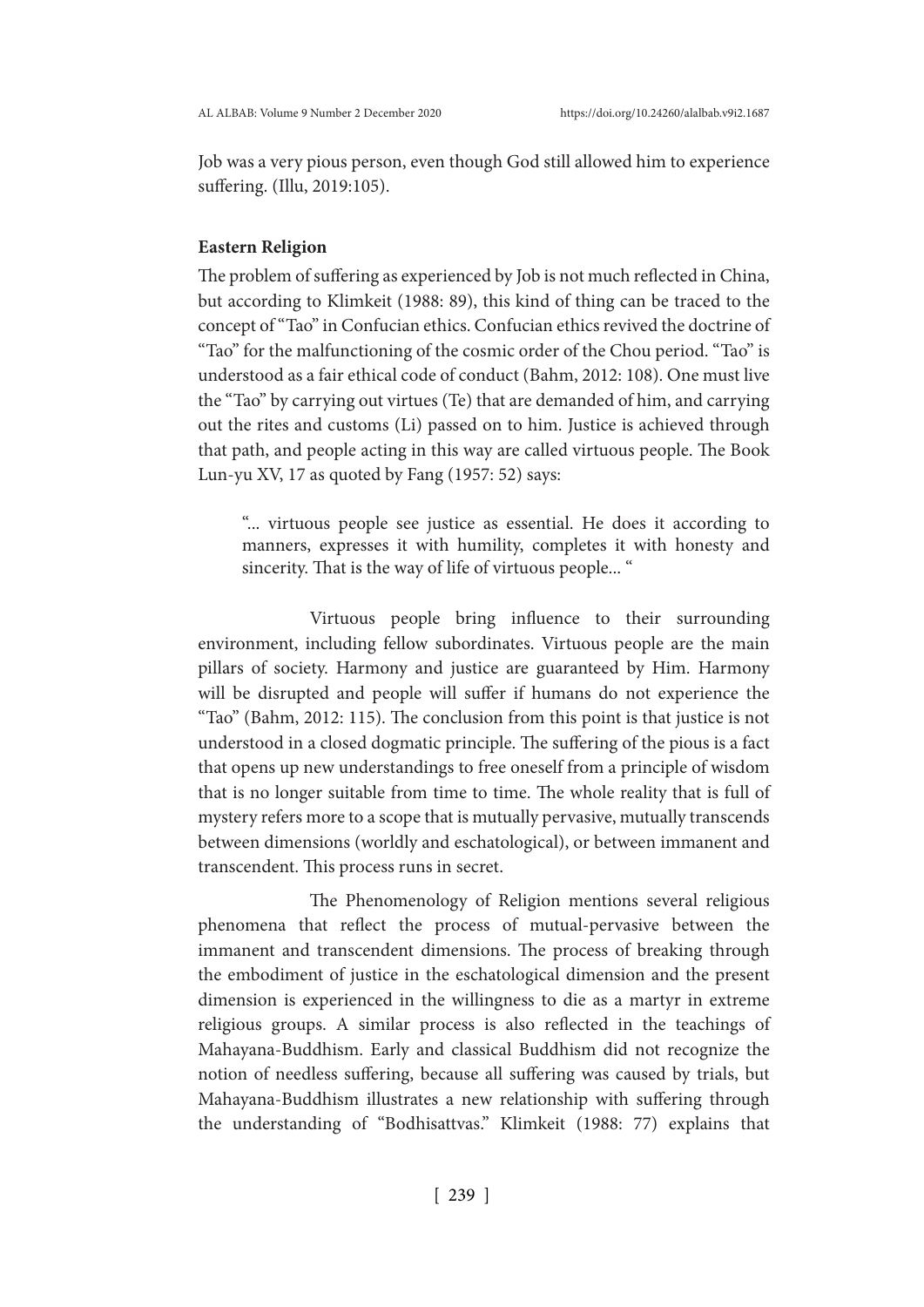Job was a very pious person, even though God still allowed him to experience suffering. (Illu, 2019:105).

### Eastern Religion

The problem of suffering as experienced by Job is not much reflected in China, but according to Klimkeit (1988: 89), this kind of thing can be traced to the concept of "Tao" in Confucian ethics. Confucian ethics revived the doctrine of "Tao" for the malfunctioning of the cosmic order of the Chou period. "Tao" is understood as a fair ethical code of conduct (Bahm, 2012: 108). One must live the "Tao" by carrying out virtues (Te) that are demanded of him, and carrying out the rites and customs (Li) passed on to him. Justice is achieved through that path, and people acting in this way are called virtuous people. The Book Lun-yu XV, 17 as quoted by Fang (1957: 52) says:

> "... virtuous people see justice as essential. He does it according to manners, expresses it with humility, completes it with honesty and sincerity. That is the way of life of virtuous people... "

Virtuous people bring influence to their surrounding environment, including fellow subordinates. Virtuous people are the main pillars of society. Harmony and justice are guaranteed by Him. Harmony will be disrupted and people will suffer if humans do not experience the "Tao" (Bahm, 2012: 115). The conclusion from this point is that justice is not understood in a closed dogmatic principle. The suffering of the pious is a fact that opens up new understandings to free oneself from a principle of wisdom that is no longer suitable from time to time. The whole reality that is full of mystery refers more to a scope that is mutually pervasive, mutually transcends between dimensions (worldly and eschatological), or between immanent and transcendent. This process runs in secret.

The Phenomenology of Religion mentions several religious phenomena that reflect the process of mutual-pervasive between the immanent and transcendent dimensions. The process of breaking through the embodiment of justice in the eschatological dimension and the present dimension is experienced in the willingness to die as a martyr in extreme religious groups. A similar process is also reflected in the teachings of Mahayana-Buddhism. Early and classical Buddhism did not recognize the notion of needless suffering, because all suffering was caused by trials, but Mahayana-Buddhism illustrates a new relationship with suffering through the understanding of "Bodhisattvas." Klimkeit (1988: 77) explains that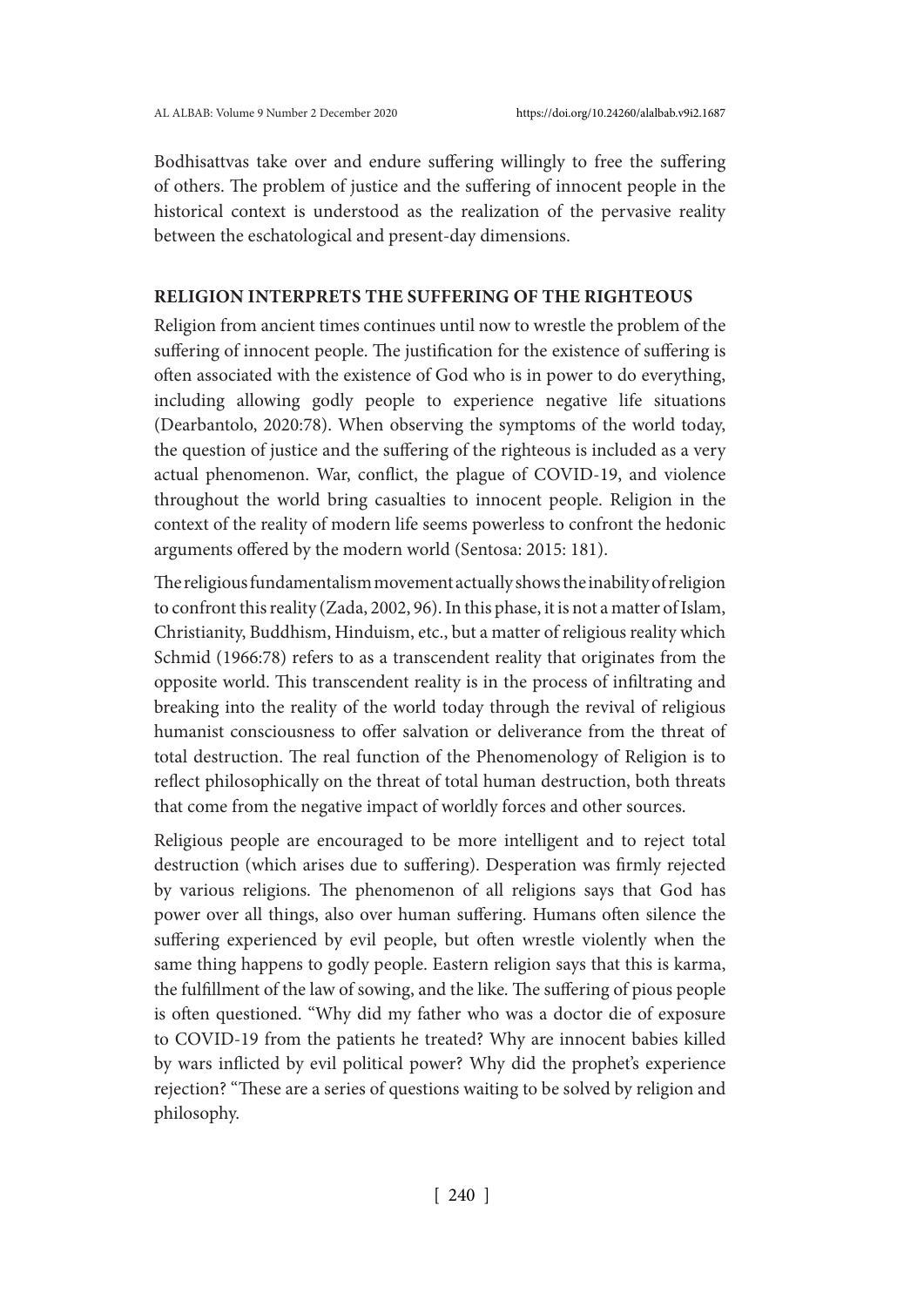Bodhisattvas take over and endure suffering willingly to free the suffering of others. The problem of justice and the suffering of innocent people in the historical context is understood as the realization of the pervasive reality between the eschatological and present-day dimensions.

## RELIGION INTERPRETS THE SUFFERING OF THE RIGHTEOUS

Religion from ancient times continues until now to wrestle the problem of the suffering of innocent people. The justification for the existence of suffering is often associated with the existence of God who is in power to do everything, including allowing godly people to experience negative life situations (Dearbantolo, 2020:78). When observing the symptoms of the world today, the question of justice and the suffering of the righteous is included as a very actual phenomenon. War, conflict, the plague of COVID-19, and violence throughout the world bring casualties to innocent people. Religion in the context of the reality of modern life seems powerless to confront the hedonic arguments offered by the modern world (Sentosa: 2015: 181).

The religious fundamentalism movement actually shows the inability of religion to confront this reality (Zada, 2002, 96). In this phase, it is not a matter of Islam, Christianity, Buddhism, Hinduism, etc., but a matter of religious reality which Schmid (1966:78) refers to as a transcendent reality that originates from the opposite world. This transcendent reality is in the process of infiltrating and breaking into the reality of the world today through the revival of religious humanist consciousness to offer salvation or deliverance from the threat of total destruction. The real function of the Phenomenology of Religion is to reflect philosophically on the threat of total human destruction, both threats that come from the negative impact of worldly forces and other sources.

Religious people are encouraged to be more intelligent and to reject total destruction (which arises due to suffering). Desperation was firmly rejected by various religions. The phenomenon of all religions says that God has power over all things, also over human suffering. Humans often silence the suffering experienced by evil people, but often wrestle violently when the same thing happens to godly people. Eastern religion says that this is karma, the fulfillment of the law of sowing, and the like. The suffering of pious people is often questioned. "Why did my father who was a doctor die of exposure to COVID-19 from the patients he treated? Why are innocent babies killed by wars inflicted by evil political power? Why did the prophet's experience rejection? "These are a series of questions waiting to be solved by religion and philosophy.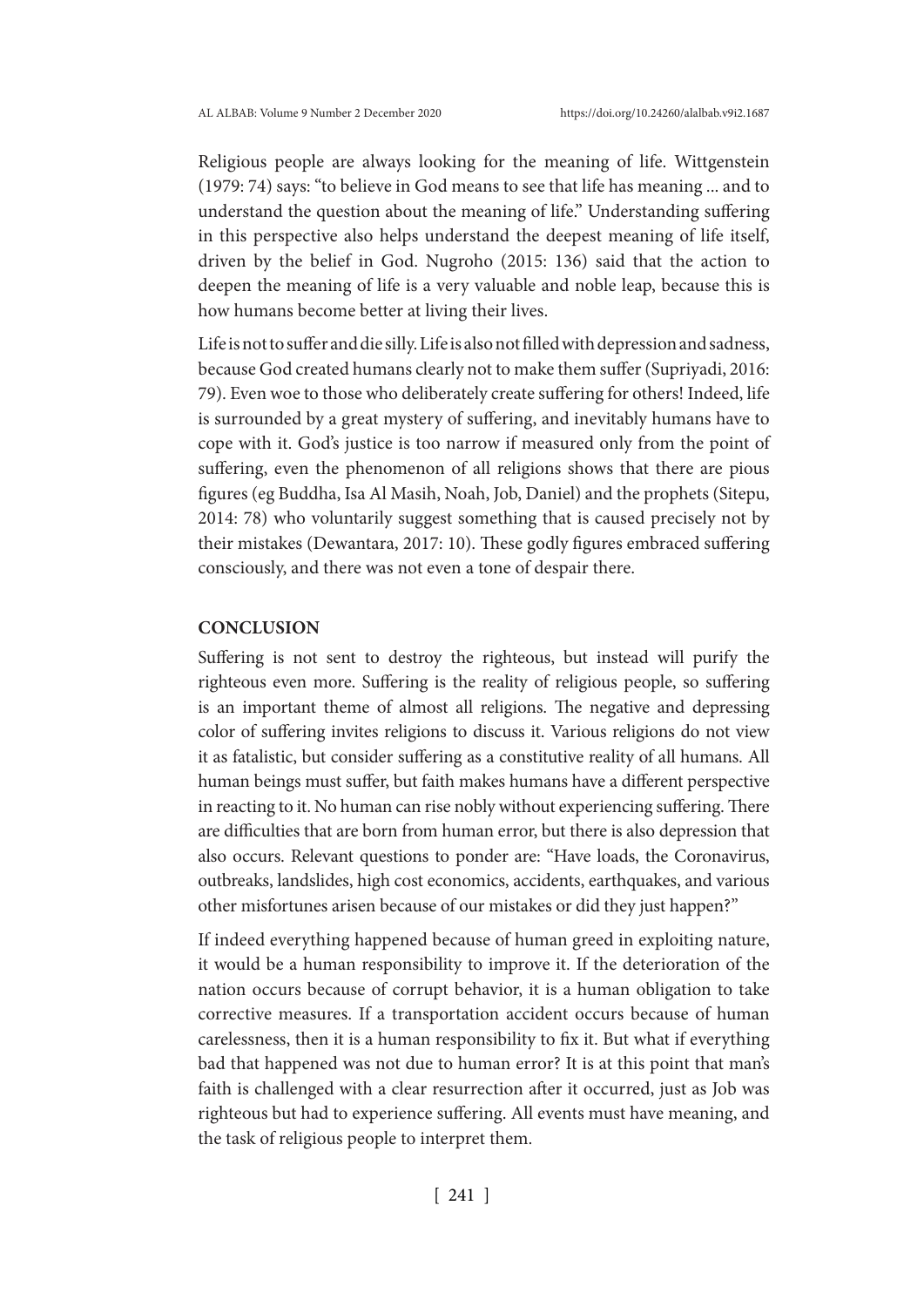Religious people are always looking for the meaning of life. Wittgenstein (1979: 74) says: "to believe in God means to see that life has meaning ... and to understand the question about the meaning of life." Understanding suffering in this perspective also helps understand the deepest meaning of life itself, driven by the belief in God. Nugroho (2015: 136) said that the action to deepen the meaning of life is a very valuable and noble leap, because this is how humans become better at living their lives.

Life is not to suffer and die silly. Life is also not filled with depression and sadness, because God created humans clearly not to make them suffer (Supriyadi, 2016: 79). Even woe to those who deliberately create suffering for others! Indeed, life is surrounded by a great mystery of suffering, and inevitably humans have to cope with it. God's justice is too narrow if measured only from the point of suffering, even the phenomenon of all religions shows that there are pious figures (eg Buddha, Isa Al Masih, Noah, Job, Daniel) and the prophets (Sitepu, 2014: 78) who voluntarily suggest something that is caused precisely not by their mistakes (Dewantara, 2017: 10). These godly figures embraced suffering consciously, and there was not even a tone of despair there.

## CONCLUSION

Suffering is not sent to destroy the righteous, but instead will purify the righteous even more. Suffering is the reality of religious people, so suffering is an important theme of almost all religions. The negative and depressing color of suffering invites religions to discuss it. Various religions do not view it as fatalistic, but consider suffering as a constitutive reality of all humans. All human beings must suffer, but faith makes humans have a different perspective in reacting to it. No human can rise nobly without experiencing suffering. There are difficulties that are born from human error, but there is also depression that also occurs. Relevant questions to ponder are: "Have loads, the Coronavirus, outbreaks, landslides, high cost economics, accidents, earthquakes, and various other misfortunes arisen because of our mistakes or did they just happen?"

If indeed everything happened because of human greed in exploiting nature, it would be a human responsibility to improve it. If the deterioration of the nation occurs because of corrupt behavior, it is a human obligation to take corrective measures. If a transportation accident occurs because of human carelessness, then it is a human responsibility to fix it. But what if everything bad that happened was not due to human error? It is at this point that man's faith is challenged with a clear resurrection after it occurred, just as Job was righteous but had to experience suffering. All events must have meaning, and the task of religious people to interpret them.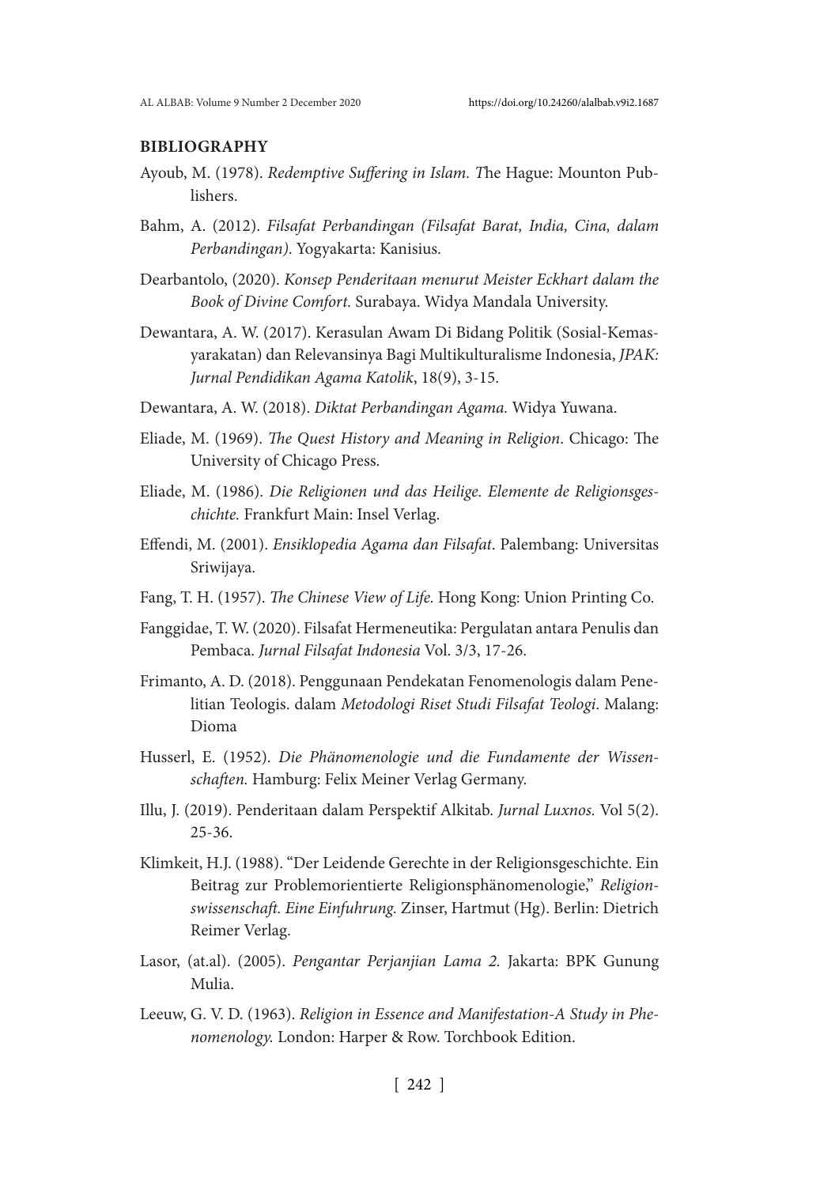**BIBLIOGRAPHY**

Ayoub, M. (1978). *Redemptive Suffering in Islam. T*he Hague: Mounton Publishers.

Bahm, A. (2012). *Filsafat Perbandingan (Filsafat Barat, India, Cina, dalam Perbandingan)*. Yogyakarta: Kanisius.

Dearbantolo, (2020). *Konsep Penderitaan menurut Meister Eckhart dalam the Book of Divine Comfort.* Surabaya. Widya Mandala University.

Dewantara, A. W. (2017). Kerasulan Awam Di Bidang Politik (Sosial-Kemasyarakatan) dan Relevansinya Bagi Multikulturalisme Indonesia, *JPAK: Jurnal Pendidikan Agama Katolik*, 18(9), 3-15.

Dewantara, A. W. (2018). *Diktat Perbandingan Agama.* Widya Yuwana.

Eliade, M. (1969). *The Quest History and Meaning in Religion*. Chicago: The University of Chicago Press.

Eliade, M. (1986). *Die Religionen und das Heilige. Elemente de Religionsgeschichte.* Frankfurt Main: Insel Verlag.

Effendi, M. (2001). *Ensiklopedia Agama dan Filsafat*. Palembang: Universitas Sriwijaya.

Fang, T. H. (1957). *The Chinese View of Life.* Hong Kong: Union Printing Co.

Fanggidae, T. W. (2020). Filsafat Hermeneutika: Pergulatan antara Penulis dan Pembaca. *Jurnal Filsafat Indonesia* Vol. 3/3, 17-26.

Frimanto, A. D. (2018). Penggunaan Pendekatan Fenomenologis dalam Penelitian Teologis. dalam *Metodologi Riset Studi Filsafat Teologi*. Malang: Dioma

Husserl, E. (1952). *Die Phänomenologie und die Fundamente der Wissenschaften.* Hamburg: Felix Meiner Verlag Germany.

Illu, J. (2019). Penderitaan dalam Perspektif Alkitab. *Jurnal Luxnos.* Vol 5(2). 25-36.

Klimkeit, H.J. (1988). "Der Leidende Gerechte in der Religionsgeschichte. Ein Beitrag zur Problemorientierte Religionsphänomenologie," *Religionswissenschaft. Eine Einfuhrung.* Zinser, Hartmut (Hg). Berlin: Dietrich Reimer Verlag.

Lasor, (at.al). (2005). *Pengantar Perjanjian Lama 2.* Jakarta: BPK Gunung Mulia.

Leeuw, G. V. D. (1963). *Religion in Essence and Manifestation-A Study in Phenomenology.* London: Harper & Row. Torchbook Edition.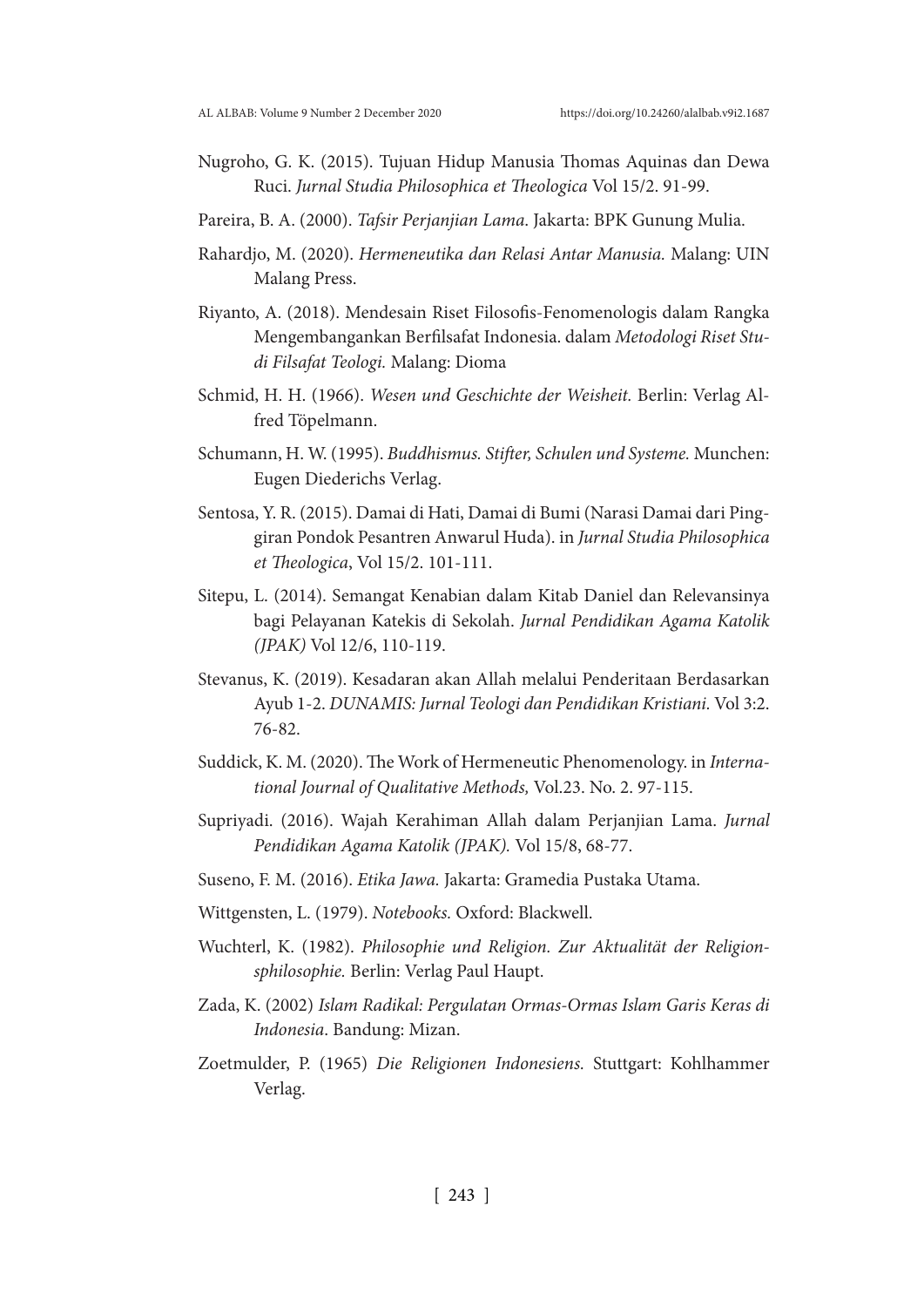Nugroho, G. K. (2015). Tujuan Hidup Manusia Thomas Aquinas dan Dewa Ruci. *Jurnal Studia Philosophica et Theologica* Vol 15/2. 91-99.

Pareira, B. A. (2000). *Tafsir Perjanjian Lama*. Jakarta: BPK Gunung Mulia.

Rahardjo, M. (2020). *Hermeneutika dan Relasi Antar Manusia.* Malang: UIN Malang Press.

Riyanto, A. (2018). Mendesain Riset Filosofis-Fenomenologis dalam Rangka Mengembangankan Berfilsafat Indonesia. dalam *Metodologi Riset Studi Filsafat Teologi.* Malang: Dioma

Schmid, H. H. (1966). *Wesen und Geschichte der Weisheit.* Berlin: Verlag Alfred Töpelmann.

Schumann, H. W. (1995). *Buddhismus. Stifter, Schulen und Systeme.* Munchen: Eugen Diederichs Verlag.

Sentosa, Y. R. (2015). Damai di Hati, Damai di Bumi (Narasi Damai dari Pinggiran Pondok Pesantren Anwarul Huda). in *Jurnal Studia Philosophica et Theologica*, Vol 15/2. 101-111.

Sitepu, L. (2014). Semangat Kenabian dalam Kitab Daniel dan Relevansinya bagi Pelayanan Katekis di Sekolah. *Jurnal Pendidikan Agama Katolik (JPAK)* Vol 12/6, 110-119.

Stevanus, K. (2019). Kesadaran akan Allah melalui Penderitaan Berdasarkan Ayub 1-2. *DUNAMIS: Jurnal Teologi dan Pendidikan Kristiani.* Vol 3:2. 76-82.

Suddick, K. M. (2020). The Work of Hermeneutic Phenomenology. in *International Journal of Qualitative Methods,* Vol.23. No. 2. 97-115.

Supriyadi. (2016). Wajah Kerahiman Allah dalam Perjanjian Lama. *Jurnal Pendidikan Agama Katolik (JPAK).* Vol 15/8, 68-77.

Suseno, F. M. (2016). *Etika Jawa.* Jakarta: Gramedia Pustaka Utama.

Wittgensten, L. (1979). *Notebooks.* Oxford: Blackwell.

Wuchterl, K. (1982). *Philosophie und Religion. Zur Aktualität der Religionsphilosophie.* Berlin: Verlag Paul Haupt.

Zada, K. (2002) *Islam Radikal: Pergulatan Ormas-Ormas Islam Garis Keras di Indonesia*. Bandung: Mizan.

Zoetmulder, P. (1965) *Die Religionen Indonesiens.* Stuttgart: Kohlhammer Verlag.